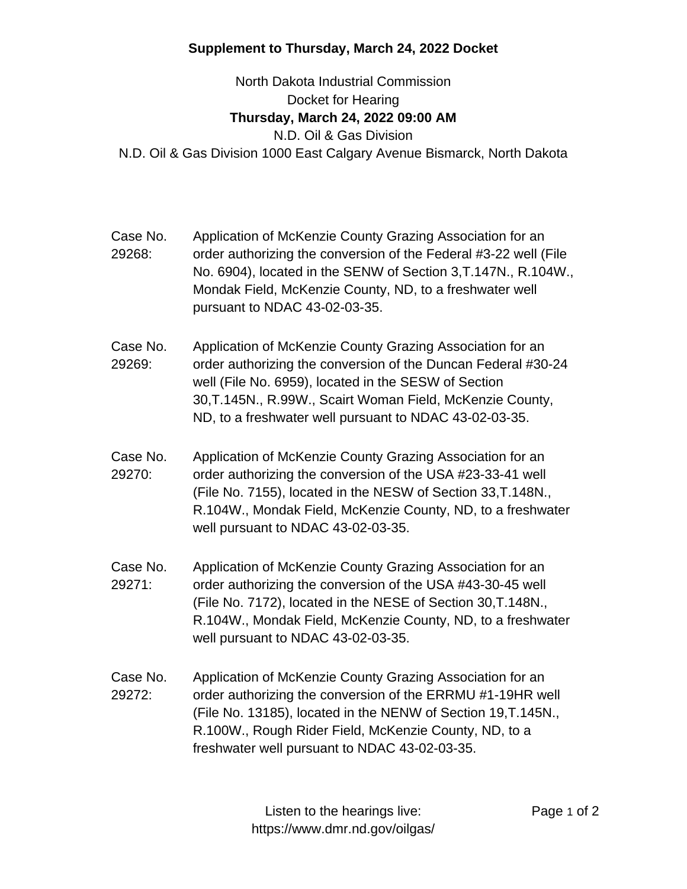**Supplement to Thursday, March 24, 2022 Docket**

North Dakota Industrial Commission
Docket for Hearing
**Thursday, March 24, 2022 09:00 AM**
N.D. Oil & Gas Division
N.D. Oil & Gas Division 1000 East Calgary Avenue Bismarck, North Dakota

Case No. 29268: Application of McKenzie County Grazing Association for an order authorizing the conversion of the Federal #3-22 well (File No. 6904), located in the SENW of Section 3,T.147N., R.104W., Mondak Field, McKenzie County, ND, to a freshwater well pursuant to NDAC 43-02-03-35.

Case No. 29269: Application of McKenzie County Grazing Association for an order authorizing the conversion of the Duncan Federal #30-24 well (File No. 6959), located in the SESW of Section 30,T.145N., R.99W., Scairt Woman Field, McKenzie County, ND, to a freshwater well pursuant to NDAC 43-02-03-35.

Case No. 29270: Application of McKenzie County Grazing Association for an order authorizing the conversion of the USA #23-33-41 well (File No. 7155), located in the NESW of Section 33,T.148N., R.104W., Mondak Field, McKenzie County, ND, to a freshwater well pursuant to NDAC 43-02-03-35.

Case No. 29271: Application of McKenzie County Grazing Association for an order authorizing the conversion of the USA #43-30-45 well (File No. 7172), located in the NESE of Section 30,T.148N., R.104W., Mondak Field, McKenzie County, ND, to a freshwater well pursuant to NDAC 43-02-03-35.

Case No. 29272: Application of McKenzie County Grazing Association for an order authorizing the conversion of the ERRMU #1-19HR well (File No. 13185), located in the NENW of Section 19,T.145N., R.100W., Rough Rider Field, McKenzie County, ND, to a freshwater well pursuant to NDAC 43-02-03-35.

Listen to the hearings live:
https://www.dmr.nd.gov/oilgas/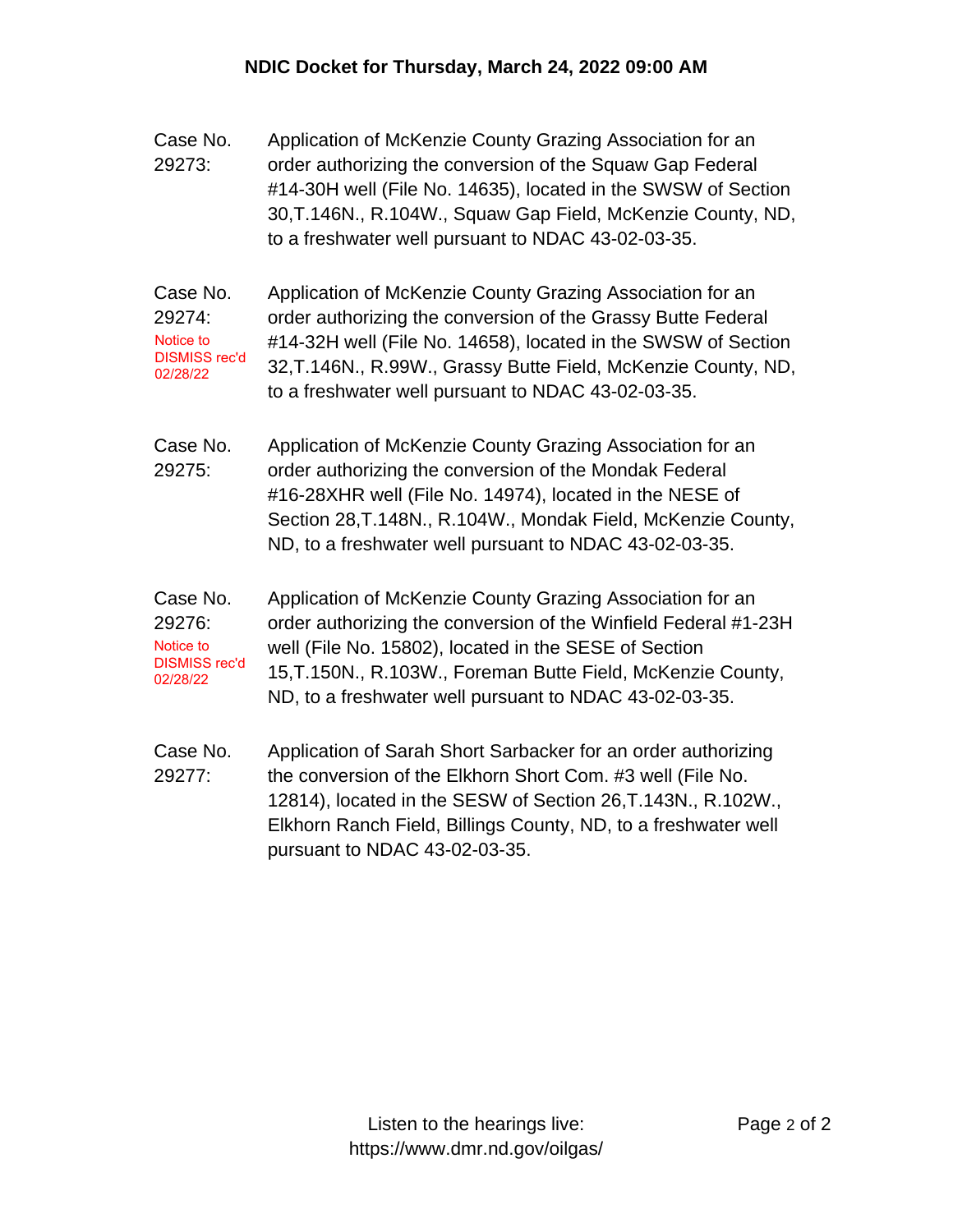**NDIC Docket for Thursday, March 24, 2022 09:00 AM**

| | |
|---|---|
| Case No. 29273: | Application of McKenzie County Grazing Association for an order authorizing the conversion of the Squaw Gap Federal #14-30H well (File No. 14635), located in the SWSW of Section 30,T.146N., R.104W., Squaw Gap Field, McKenzie County, ND, to a freshwater well pursuant to NDAC 43-02-03-35. |
| Case No. 29274: Notice to DISMISS rec'd 02/28/22 | Application of McKenzie County Grazing Association for an order authorizing the conversion of the Grassy Butte Federal #14-32H well (File No. 14658), located in the SWSW of Section 32,T.146N., R.99W., Grassy Butte Field, McKenzie County, ND, to a freshwater well pursuant to NDAC 43-02-03-35. |
| Case No. 29275: | Application of McKenzie County Grazing Association for an order authorizing the conversion of the Mondak Federal #16-28XHR well (File No. 14974), located in the NESE of Section 28,T.148N., R.104W., Mondak Field, McKenzie County, ND, to a freshwater well pursuant to NDAC 43-02-03-35. |
| Case No. 29276: Notice to DISMISS rec'd 02/28/22 | Application of McKenzie County Grazing Association for an order authorizing the conversion of the Winfield Federal #1-23H well (File No. 15802), located in the SESE of Section 15,T.150N., R.103W., Foreman Butte Field, McKenzie County, ND, to a freshwater well pursuant to NDAC 43-02-03-35. |
| Case No. 29277: | Application of Sarah Short Sarbacker for an order authorizing the conversion of the Elkhorn Short Com. #3 well (File No. 12814), located in the SESW of Section 26,T.143N., R.102W., Elkhorn Ranch Field, Billings County, ND, to a freshwater well pursuant to NDAC 43-02-03-35. |

Listen to the hearings live:
https://www.dmr.nd.gov/oilgas/